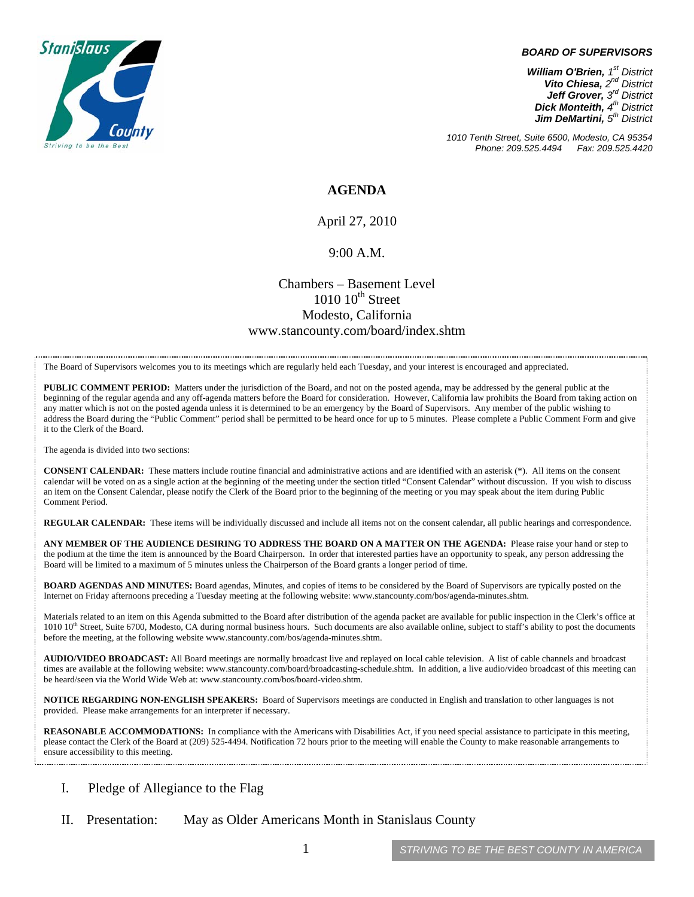**BOARD OF SUPERVISORS**

*William O'Brien, 1st District*
*Vito Chiesa, 2nd District*
*Jeff Grover, 3rd District*
*Dick Monteith, 4th District*
*Jim DeMartini, 5th District*

*1010 Tenth Street, Suite 6500, Modesto, CA 95354*
*Phone: 209.525.4494 Fax: 209.525.4420*

# AGENDA

April 27, 2010

9:00 A.M.

Chambers – Basement Level
1010 10th Street
Modesto, California
www.stancounty.com/board/index.shtm

The Board of Supervisors welcomes you to its meetings which are regularly held each Tuesday, and your interest is encouraged and appreciated.

**PUBLIC COMMENT PERIOD:** Matters under the jurisdiction of the Board, and not on the posted agenda, may be addressed by the general public at the beginning of the regular agenda and any off-agenda matters before the Board for consideration. However, California law prohibits the Board from taking action on any matter which is not on the posted agenda unless it is determined to be an emergency by the Board of Supervisors. Any member of the public wishing to address the Board during the "Public Comment" period shall be permitted to be heard once for up to 5 minutes. Please complete a Public Comment Form and give it to the Clerk of the Board.

The agenda is divided into two sections:

**CONSENT CALENDAR:** These matters include routine financial and administrative actions and are identified with an asterisk (*). All items on the consent calendar will be voted on as a single action at the beginning of the meeting under the section titled "Consent Calendar" without discussion. If you wish to discuss an item on the Consent Calendar, please notify the Clerk of the Board prior to the beginning of the meeting or you may speak about the item during Public Comment Period.

**REGULAR CALENDAR:** These items will be individually discussed and include all items not on the consent calendar, all public hearings and correspondence.

**ANY MEMBER OF THE AUDIENCE DESIRING TO ADDRESS THE BOARD ON A MATTER ON THE AGENDA:** Please raise your hand or step to the podium at the time the item is announced by the Board Chairperson. In order that interested parties have an opportunity to speak, any person addressing the Board will be limited to a maximum of 5 minutes unless the Chairperson of the Board grants a longer period of time.

**BOARD AGENDAS AND MINUTES:** Board agendas, Minutes, and copies of items to be considered by the Board of Supervisors are typically posted on the Internet on Friday afternoons preceding a Tuesday meeting at the following website: www.stancounty.com/bos/agenda-minutes.shtm.

Materials related to an item on this Agenda submitted to the Board after distribution of the agenda packet are available for public inspection in the Clerk's office at 1010 10th Street, Suite 6700, Modesto, CA during normal business hours. Such documents are also available online, subject to staff's ability to post the documents before the meeting, at the following website www.stancounty.com/bos/agenda-minutes.shtm.

**AUDIO/VIDEO BROADCAST:** All Board meetings are normally broadcast live and replayed on local cable television. A list of cable channels and broadcast times are available at the following website: www.stancounty.com/board/broadcasting-schedule.shtm. In addition, a live audio/video broadcast of this meeting can be heard/seen via the World Wide Web at: www.stancounty.com/bos/board-video.shtm.

**NOTICE REGARDING NON-ENGLISH SPEAKERS:** Board of Supervisors meetings are conducted in English and translation to other languages is not provided. Please make arrangements for an interpreter if necessary.

**REASONABLE ACCOMMODATIONS:** In compliance with the Americans with Disabilities Act, if you need special assistance to participate in this meeting, please contact the Clerk of the Board at (209) 525-4494. Notification 72 hours prior to the meeting will enable the County to make reasonable arrangements to ensure accessibility to this meeting.

I. Pledge of Allegiance to the Flag

II. Presentation: May as Older Americans Month in Stanislaus County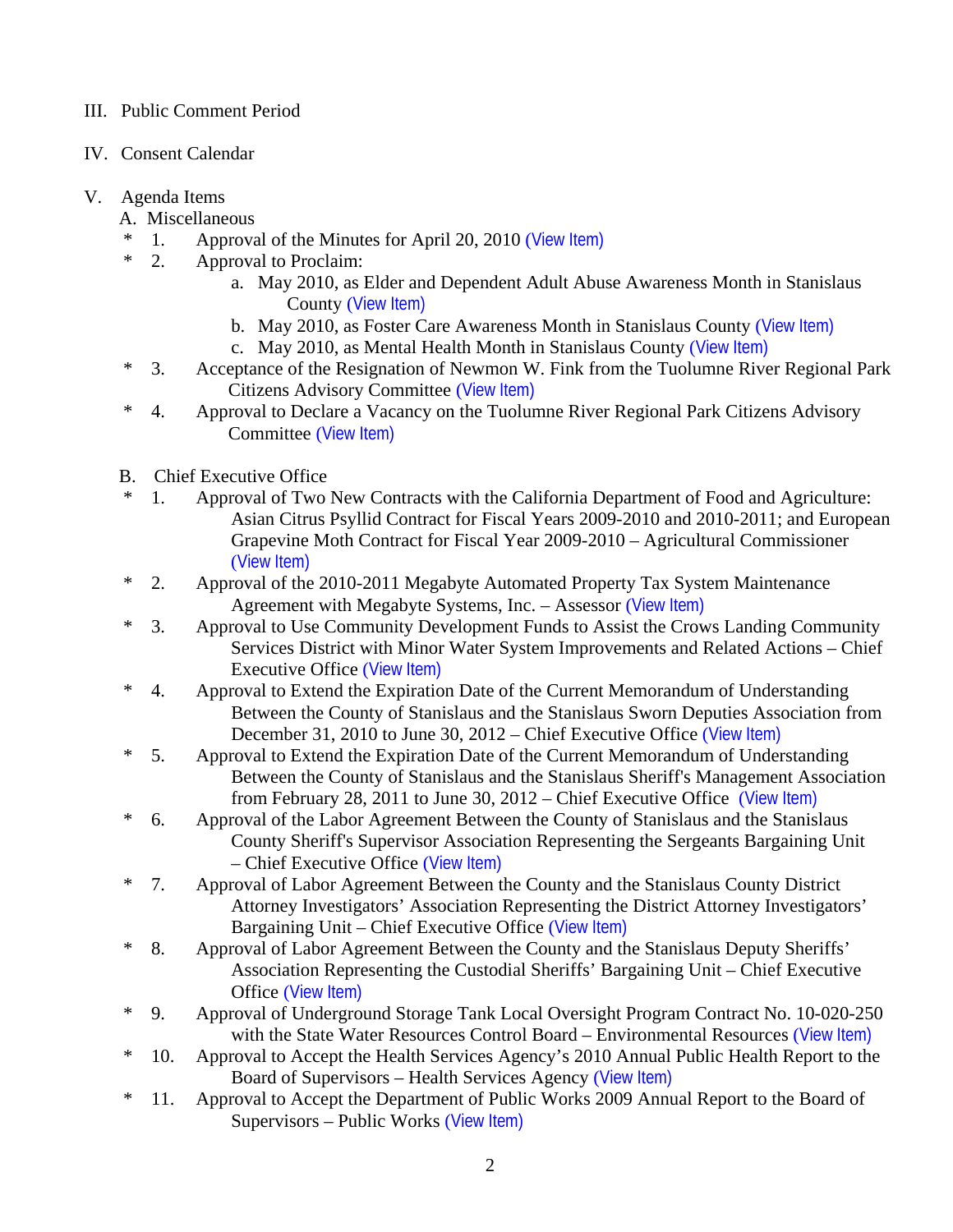III. Public Comment Period

IV. Consent Calendar

V. Agenda Items

A. Miscellaneous

\* 1. Approval of the Minutes for April 20, 2010 (View Item)

\* 2. Approval to Proclaim:

   a. May 2010, as Elder and Dependent Adult Abuse Awareness Month in Stanislaus County (View Item)

   b. May 2010, as Foster Care Awareness Month in Stanislaus County (View Item)

   c. May 2010, as Mental Health Month in Stanislaus County (View Item)

\* 3. Acceptance of the Resignation of Newmon W. Fink from the Tuolumne River Regional Park Citizens Advisory Committee (View Item)

\* 4. Approval to Declare a Vacancy on the Tuolumne River Regional Park Citizens Advisory Committee (View Item)

B. Chief Executive Office

\* 1. Approval of Two New Contracts with the California Department of Food and Agriculture: Asian Citrus Psyllid Contract for Fiscal Years 2009-2010 and 2010-2011; and European Grapevine Moth Contract for Fiscal Year 2009-2010 – Agricultural Commissioner (View Item)

\* 2. Approval of the 2010-2011 Megabyte Automated Property Tax System Maintenance Agreement with Megabyte Systems, Inc. – Assessor (View Item)

\* 3. Approval to Use Community Development Funds to Assist the Crows Landing Community Services District with Minor Water System Improvements and Related Actions – Chief Executive Office (View Item)

\* 4. Approval to Extend the Expiration Date of the Current Memorandum of Understanding Between the County of Stanislaus and the Stanislaus Sworn Deputies Association from December 31, 2010 to June 30, 2012 – Chief Executive Office (View Item)

\* 5. Approval to Extend the Expiration Date of the Current Memorandum of Understanding Between the County of Stanislaus and the Stanislaus Sheriff's Management Association from February 28, 2011 to June 30, 2012 – Chief Executive Office (View Item)

\* 6. Approval of the Labor Agreement Between the County of Stanislaus and the Stanislaus County Sheriff's Supervisor Association Representing the Sergeants Bargaining Unit – Chief Executive Office (View Item)

\* 7. Approval of Labor Agreement Between the County and the Stanislaus County District Attorney Investigators' Association Representing the District Attorney Investigators' Bargaining Unit – Chief Executive Office (View Item)

\* 8. Approval of Labor Agreement Between the County and the Stanislaus Deputy Sheriffs' Association Representing the Custodial Sheriffs' Bargaining Unit – Chief Executive Office (View Item)

\* 9. Approval of Underground Storage Tank Local Oversight Program Contract No. 10-020-250 with the State Water Resources Control Board – Environmental Resources (View Item)

\* 10. Approval to Accept the Health Services Agency's 2010 Annual Public Health Report to the Board of Supervisors – Health Services Agency (View Item)

\* 11. Approval to Accept the Department of Public Works 2009 Annual Report to the Board of Supervisors – Public Works (View Item)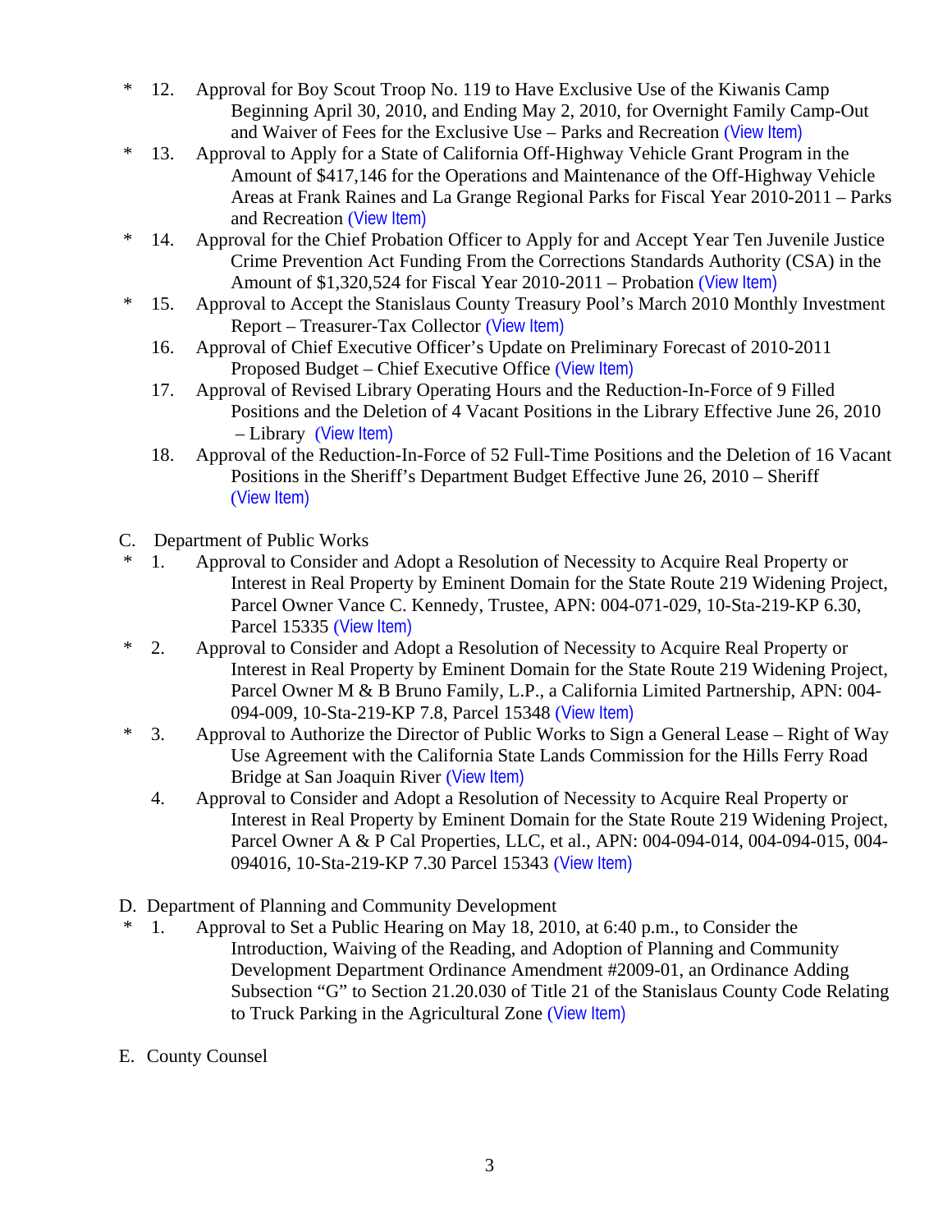\* 12. Approval for Boy Scout Troop No. 119 to Have Exclusive Use of the Kiwanis Camp Beginning April 30, 2010, and Ending May 2, 2010, for Overnight Family Camp-Out and Waiver of Fees for the Exclusive Use – Parks and Recreation (View Item)

\* 13. Approval to Apply for a State of California Off-Highway Vehicle Grant Program in the Amount of $417,146 for the Operations and Maintenance of the Off-Highway Vehicle Areas at Frank Raines and La Grange Regional Parks for Fiscal Year 2010-2011 – Parks and Recreation (View Item)

\* 14. Approval for the Chief Probation Officer to Apply for and Accept Year Ten Juvenile Justice Crime Prevention Act Funding From the Corrections Standards Authority (CSA) in the Amount of $1,320,524 for Fiscal Year 2010-2011 – Probation (View Item)

\* 15. Approval to Accept the Stanislaus County Treasury Pool's March 2010 Monthly Investment Report – Treasurer-Tax Collector (View Item)

16. Approval of Chief Executive Officer's Update on Preliminary Forecast of 2010-2011 Proposed Budget – Chief Executive Office (View Item)

17. Approval of Revised Library Operating Hours and the Reduction-In-Force of 9 Filled Positions and the Deletion of 4 Vacant Positions in the Library Effective June 26, 2010 – Library (View Item)

18. Approval of the Reduction-In-Force of 52 Full-Time Positions and the Deletion of 16 Vacant Positions in the Sheriff's Department Budget Effective June 26, 2010 – Sheriff (View Item)

C. Department of Public Works

\* 1. Approval to Consider and Adopt a Resolution of Necessity to Acquire Real Property or Interest in Real Property by Eminent Domain for the State Route 219 Widening Project, Parcel Owner Vance C. Kennedy, Trustee, APN: 004-071-029, 10-Sta-219-KP 6.30, Parcel 15335 (View Item)

\* 2. Approval to Consider and Adopt a Resolution of Necessity to Acquire Real Property or Interest in Real Property by Eminent Domain for the State Route 219 Widening Project, Parcel Owner M & B Bruno Family, L.P., a California Limited Partnership, APN: 004-094-009, 10-Sta-219-KP 7.8, Parcel 15348 (View Item)

\* 3. Approval to Authorize the Director of Public Works to Sign a General Lease – Right of Way Use Agreement with the California State Lands Commission for the Hills Ferry Road Bridge at San Joaquin River (View Item)

4. Approval to Consider and Adopt a Resolution of Necessity to Acquire Real Property or Interest in Real Property by Eminent Domain for the State Route 219 Widening Project, Parcel Owner A & P Cal Properties, LLC, et al., APN: 004-094-014, 004-094-015, 004-094016, 10-Sta-219-KP 7.30 Parcel 15343 (View Item)

D. Department of Planning and Community Development

\* 1. Approval to Set a Public Hearing on May 18, 2010, at 6:40 p.m., to Consider the Introduction, Waiving of the Reading, and Adoption of Planning and Community Development Department Ordinance Amendment #2009-01, an Ordinance Adding Subsection "G" to Section 21.20.030 of Title 21 of the Stanislaus County Code Relating to Truck Parking in the Agricultural Zone (View Item)

E. County Counsel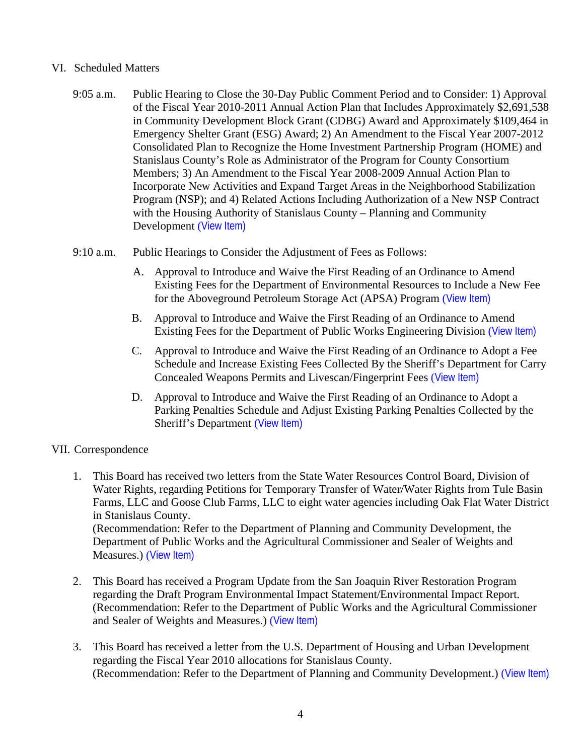## VI. Scheduled Matters

9:05 a.m. Public Hearing to Close the 30-Day Public Comment Period and to Consider: 1) Approval of the Fiscal Year 2010-2011 Annual Action Plan that Includes Approximately $2,691,538 in Community Development Block Grant (CDBG) Award and Approximately $109,464 in Emergency Shelter Grant (ESG) Award; 2) An Amendment to the Fiscal Year 2007-2012 Consolidated Plan to Recognize the Home Investment Partnership Program (HOME) and Stanislaus County's Role as Administrator of the Program for County Consortium Members; 3) An Amendment to the Fiscal Year 2008-2009 Annual Action Plan to Incorporate New Activities and Expand Target Areas in the Neighborhood Stabilization Program (NSP); and 4) Related Actions Including Authorization of a New NSP Contract with the Housing Authority of Stanislaus County – Planning and Community Development (View Item)

9:10 a.m. Public Hearings to Consider the Adjustment of Fees as Follows:

A. Approval to Introduce and Waive the First Reading of an Ordinance to Amend Existing Fees for the Department of Environmental Resources to Include a New Fee for the Aboveground Petroleum Storage Act (APSA) Program (View Item)

B. Approval to Introduce and Waive the First Reading of an Ordinance to Amend Existing Fees for the Department of Public Works Engineering Division (View Item)

C. Approval to Introduce and Waive the First Reading of an Ordinance to Adopt a Fee Schedule and Increase Existing Fees Collected By the Sheriff's Department for Carry Concealed Weapons Permits and Livescan/Fingerprint Fees (View Item)

D. Approval to Introduce and Waive the First Reading of an Ordinance to Adopt a Parking Penalties Schedule and Adjust Existing Parking Penalties Collected by the Sheriff's Department (View Item)

## VII. Correspondence

1. This Board has received two letters from the State Water Resources Control Board, Division of Water Rights, regarding Petitions for Temporary Transfer of Water/Water Rights from Tule Basin Farms, LLC and Goose Club Farms, LLC to eight water agencies including Oak Flat Water District in Stanislaus County.
(Recommendation: Refer to the Department of Planning and Community Development, the Department of Public Works and the Agricultural Commissioner and Sealer of Weights and Measures.) (View Item)

2. This Board has received a Program Update from the San Joaquin River Restoration Program regarding the Draft Program Environmental Impact Statement/Environmental Impact Report.
(Recommendation: Refer to the Department of Public Works and the Agricultural Commissioner and Sealer of Weights and Measures.) (View Item)

3. This Board has received a letter from the U.S. Department of Housing and Urban Development regarding the Fiscal Year 2010 allocations for Stanislaus County.
(Recommendation: Refer to the Department of Planning and Community Development.) (View Item)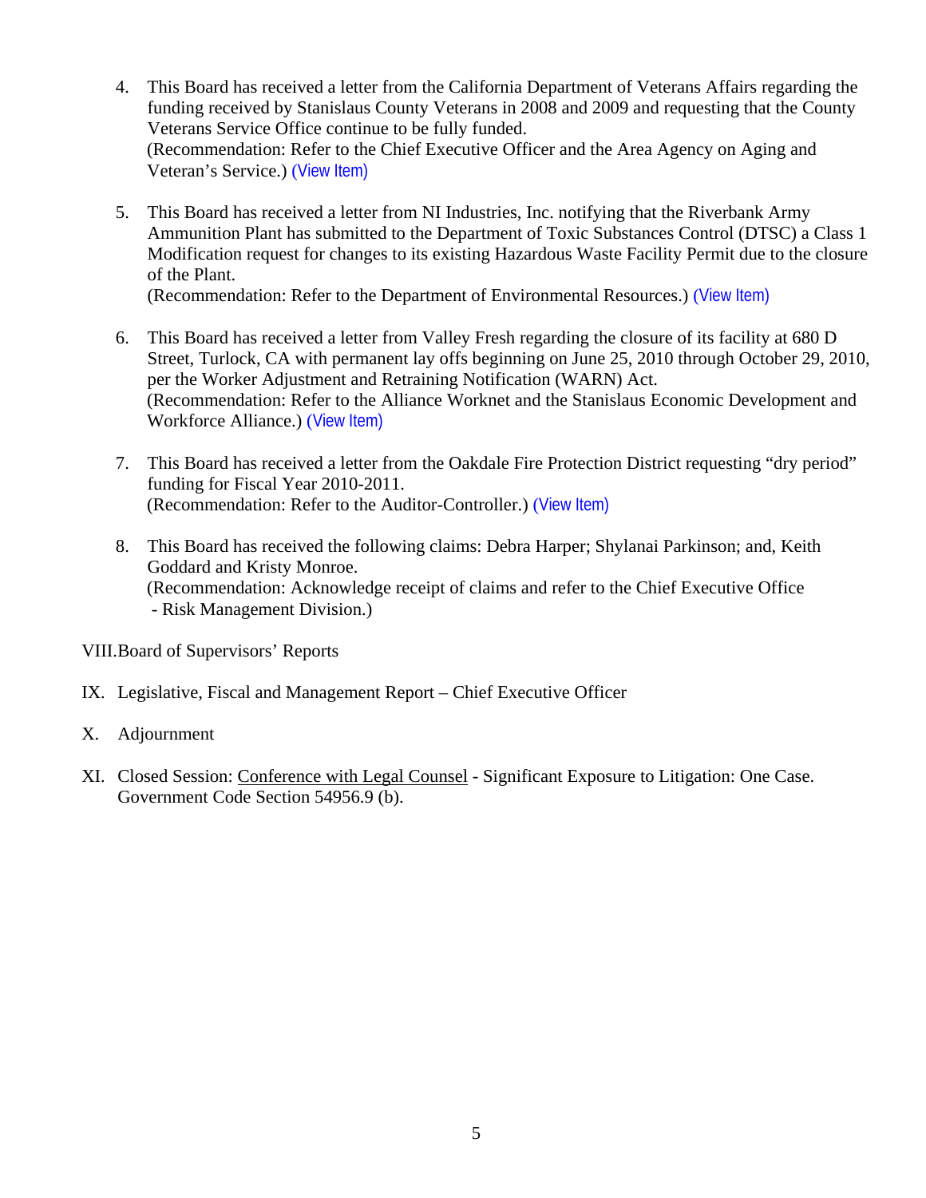4. This Board has received a letter from the California Department of Veterans Affairs regarding the funding received by Stanislaus County Veterans in 2008 and 2009 and requesting that the County Veterans Service Office continue to be fully funded.
   (Recommendation: Refer to the Chief Executive Officer and the Area Agency on Aging and Veteran's Service.) (View Item)

5. This Board has received a letter from NI Industries, Inc. notifying that the Riverbank Army Ammunition Plant has submitted to the Department of Toxic Substances Control (DTSC) a Class 1 Modification request for changes to its existing Hazardous Waste Facility Permit due to the closure of the Plant.
   (Recommendation: Refer to the Department of Environmental Resources.) (View Item)

6. This Board has received a letter from Valley Fresh regarding the closure of its facility at 680 D Street, Turlock, CA with permanent lay offs beginning on June 25, 2010 through October 29, 2010, per the Worker Adjustment and Retraining Notification (WARN) Act.
   (Recommendation: Refer to the Alliance Worknet and the Stanislaus Economic Development and Workforce Alliance.) (View Item)

7. This Board has received a letter from the Oakdale Fire Protection District requesting "dry period" funding for Fiscal Year 2010-2011.
   (Recommendation: Refer to the Auditor-Controller.) (View Item)

8. This Board has received the following claims: Debra Harper; Shylanai Parkinson; and, Keith Goddard and Kristy Monroe.
   (Recommendation: Acknowledge receipt of claims and refer to the Chief Executive Office - Risk Management Division.)

VIII. Board of Supervisors' Reports

IX. Legislative, Fiscal and Management Report – Chief Executive Officer

X. Adjournment

XI. Closed Session: Conference with Legal Counsel - Significant Exposure to Litigation: One Case. Government Code Section 54956.9 (b).